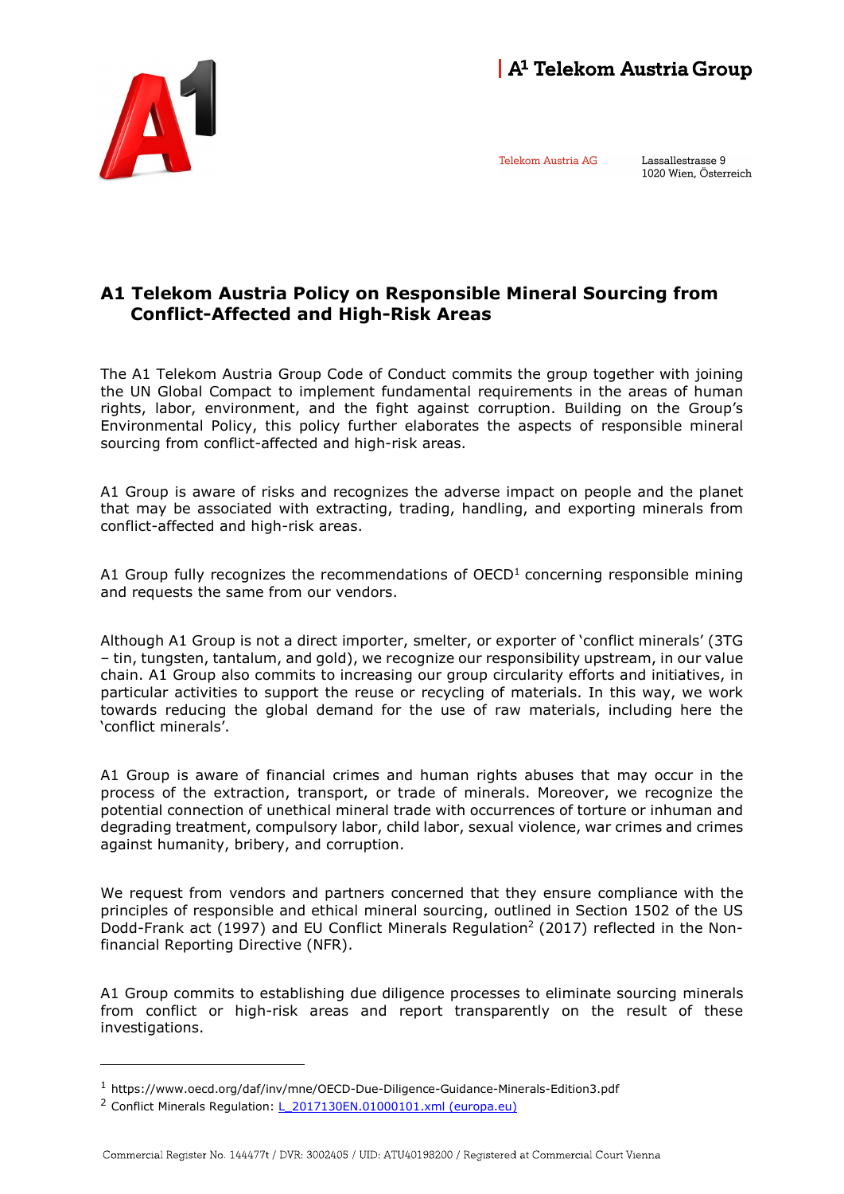# A1 Telekom Austria Policy on Responsible Mineral Sourcing from Conflict-Affected and High-Risk Areas

The A1 Telekom Austria Group Code of Conduct commits the group together with joining the UN Global Compact to implement fundamental requirements in the areas of human rights, labor, environment, and the fight against corruption. Building on the Group's Environmental Policy, this policy further elaborates the aspects of responsible mineral sourcing from conflict-affected and high-risk areas.

A1 Group is aware of risks and recognizes the adverse impact on people and the planet that may be associated with extracting, trading, handling, and exporting minerals from conflict-affected and high-risk areas.

A1 Group fully recognizes the recommendations of OECD[1] concerning responsible mining and requests the same from our vendors.

Although A1 Group is not a direct importer, smelter, or exporter of 'conflict minerals' (3TG – tin, tungsten, tantalum, and gold), we recognize our responsibility upstream, in our value chain. A1 Group also commits to increasing our group circularity efforts and initiatives, in particular activities to support the reuse or recycling of materials. In this way, we work towards reducing the global demand for the use of raw materials, including here the 'conflict minerals'.

A1 Group is aware of financial crimes and human rights abuses that may occur in the process of the extraction, transport, or trade of minerals. Moreover, we recognize the potential connection of unethical mineral trade with occurrences of torture or inhuman and degrading treatment, compulsory labor, child labor, sexual violence, war crimes and crimes against humanity, bribery, and corruption.

We request from vendors and partners concerned that they ensure compliance with the principles of responsible and ethical mineral sourcing, outlined in Section 1502 of the US Dodd-Frank act (1997) and EU Conflict Minerals Regulation[2] (2017) reflected in the Non-financial Reporting Directive (NFR).

A1 Group commits to establishing due diligence processes to eliminate sourcing minerals from conflict or high-risk areas and report transparently on the result of these investigations.

---

[1] https://www.oecd.org/daf/inv/mne/OECD-Due-Diligence-Guidance-Minerals-Edition3.pdf

[2] Conflict Minerals Regulation: L_2017130EN.01000101.xml (europa.eu)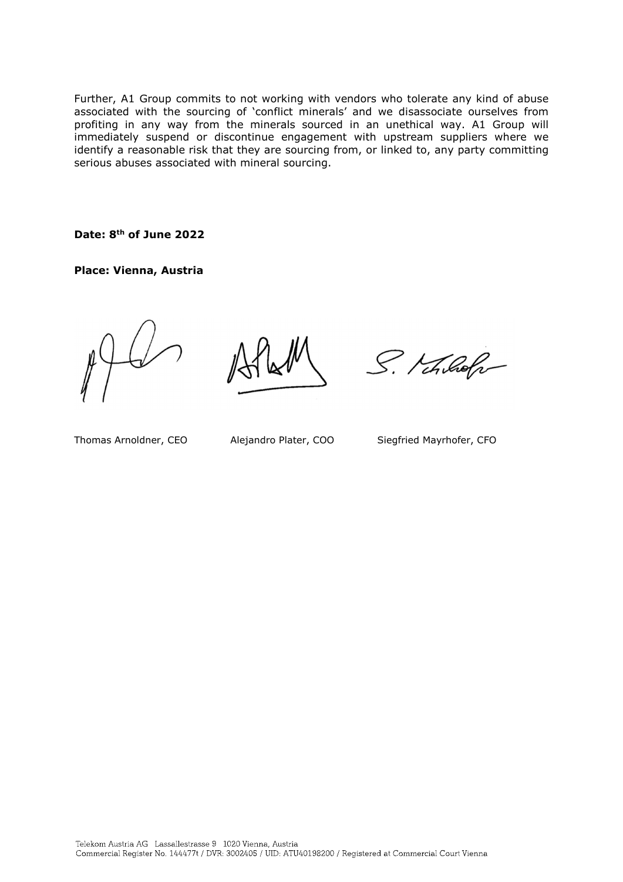Further, A1 Group commits to not working with vendors who tolerate any kind of abuse associated with the sourcing of 'conflict minerals' and we disassociate ourselves from profiting in any way from the minerals sourced in an unethical way. A1 Group will immediately suspend or discontinue engagement with upstream suppliers where we identify a reasonable risk that they are sourcing from, or linked to, any party committing serious abuses associated with mineral sourcing.

**Date: 8th of June 2022**

**Place: Vienna, Austria**

Thomas Arnoldner, CEO    Alejandro Plater, COO    Siegfried Mayrhofer, CFO

Telekom Austria AG Lassallestrasse 9 1020 Vienna, Austria
Commercial Register No. 144477t / DVR: 3002405 / UID: ATU40198200 / Registered at Commercial Court Vienna